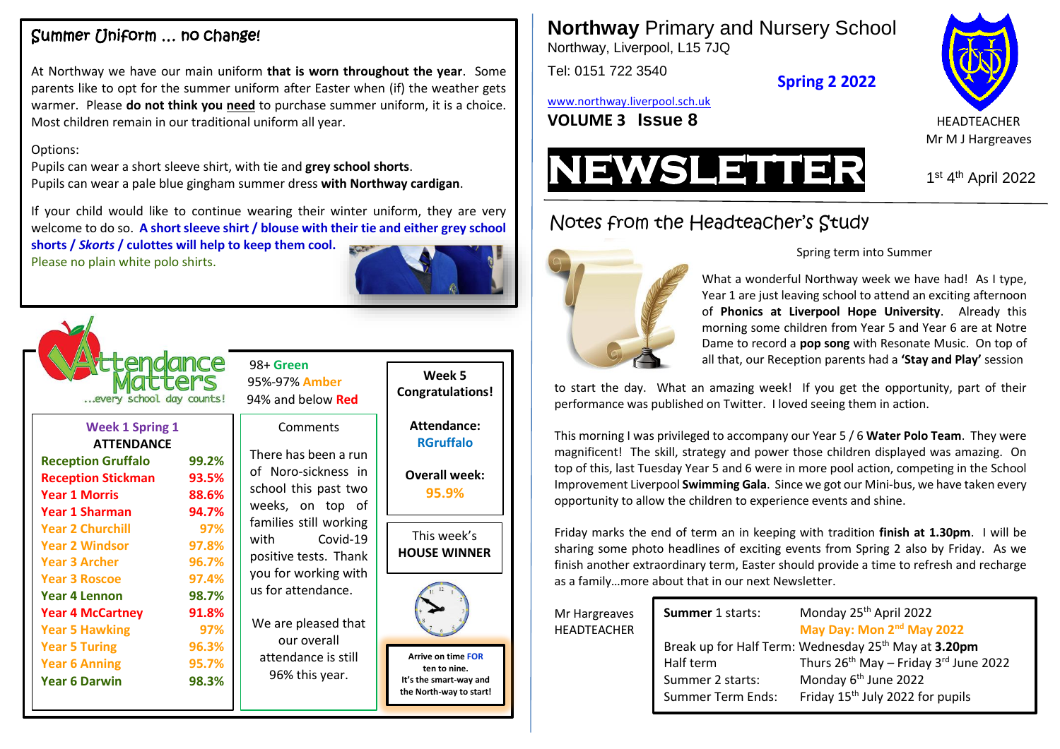# Northway Primary and Nursery School

Northway, Liverpool, L15 7JQ

Tel: 0151 722 3540

**Spring 2 2022**

www.northway.liverpool.sch.uk

**VOLUME 3 Issue 8**

HEADTEACHER
Mr M J Hargreaves

# NEWSLETTER

1st 4th April 2022

## Notes from the Headteacher's Study

Spring term into Summer

What a wonderful Northway week we have had! As I type, Year 1 are just leaving school to attend an exciting afternoon of **Phonics at Liverpool Hope University**. Already this morning some children from Year 5 and Year 6 are at Notre Dame to record a **pop song** with Resonate Music. On top of all that, our Reception parents had a **'Stay and Play'** session to start the day. What an amazing week! If you get the opportunity, part of their performance was published on Twitter. I loved seeing them in action.

This morning I was privileged to accompany our Year 5 / 6 **Water Polo Team**. They were magnificent! The skill, strategy and power those children displayed was amazing. On top of this, last Tuesday Year 5 and 6 were in more pool action, competing in the School Improvement Liverpool **Swimming Gala**. Since we got our Mini-bus, we have taken every opportunity to allow the children to experience events and shine.

Friday marks the end of term an in keeping with tradition **finish at 1.30pm**. I will be sharing some photo headlines of exciting events from Spring 2 also by Friday. As we finish another extraordinary term, Easter should provide a time to refresh and recharge as a family…more about that in our next Newsletter.

Mr Hargreaves
HEADTEACHER

| | |
|---|---|
| **Summer** 1 starts: | Monday 25th April 2022 |
| | May Day: Mon 2nd May 2022 |
| Break up for Half Term: | Wednesday 25th May at **3.20pm** |
| Half term | Thurs 26th May – Friday 3rd June 2022 |
| Summer 2 starts: | Monday 6th June 2022 |
| Summer Term Ends: | Friday 15th July 2022 for pupils |

## Summer Uniform … no change!

At Northway we have our main uniform **that is worn throughout the year**. Some parents like to opt for the summer uniform after Easter when (if) the weather gets warmer. Please **do not think you need** to purchase summer uniform, it is a choice. Most children remain in our traditional uniform all year.

Options:
Pupils can wear a short sleeve shirt, with tie and **grey school shorts**.
Pupils can wear a pale blue gingham summer dress **with Northway cardigan**.

If your child would like to continue wearing their winter uniform, they are very welcome to do so. **A short sleeve shirt / blouse with their tie and either grey school shorts / *Skorts* / culottes will help to keep them cool.**
Please no plain white polo shirts.

## Attendance Matters …every school day counts!

98+ Green
95%-97% Amber
94% and below Red

| Week 1 Spring 1 ATTENDANCE | |
|---|---|
| Reception Gruffalo | 99.2% |
| Reception Stickman | 93.5% |
| Year 1 Morris | 88.6% |
| Year 1 Sharman | 94.7% |
| Year 2 Churchill | 97% |
| Year 2 Windsor | 97.8% |
| Year 3 Archer | 96.7% |
| Year 3 Roscoe | 97.4% |
| Year 4 Lennon | 98.7% |
| Year 4 McCartney | 91.8% |
| Year 5 Hawking | 97% |
| Year 5 Turing | 96.3% |
| Year 6 Anning | 95.7% |
| Year 6 Darwin | 98.3% |

**Comments**

There has been a run of Noro-sickness in school this past two weeks, on top of families still working with Covid-19 positive tests. Thank you for working with us for attendance.

We are pleased that our overall attendance is still 96% this year.

**Week 5 Congratulations!**

**Attendance:** RGruffalo

**Overall week:** 95.9%

This week's **HOUSE WINNER**

**Arrive on time FOR ten to nine. It's the smart-way and the North-way to start!**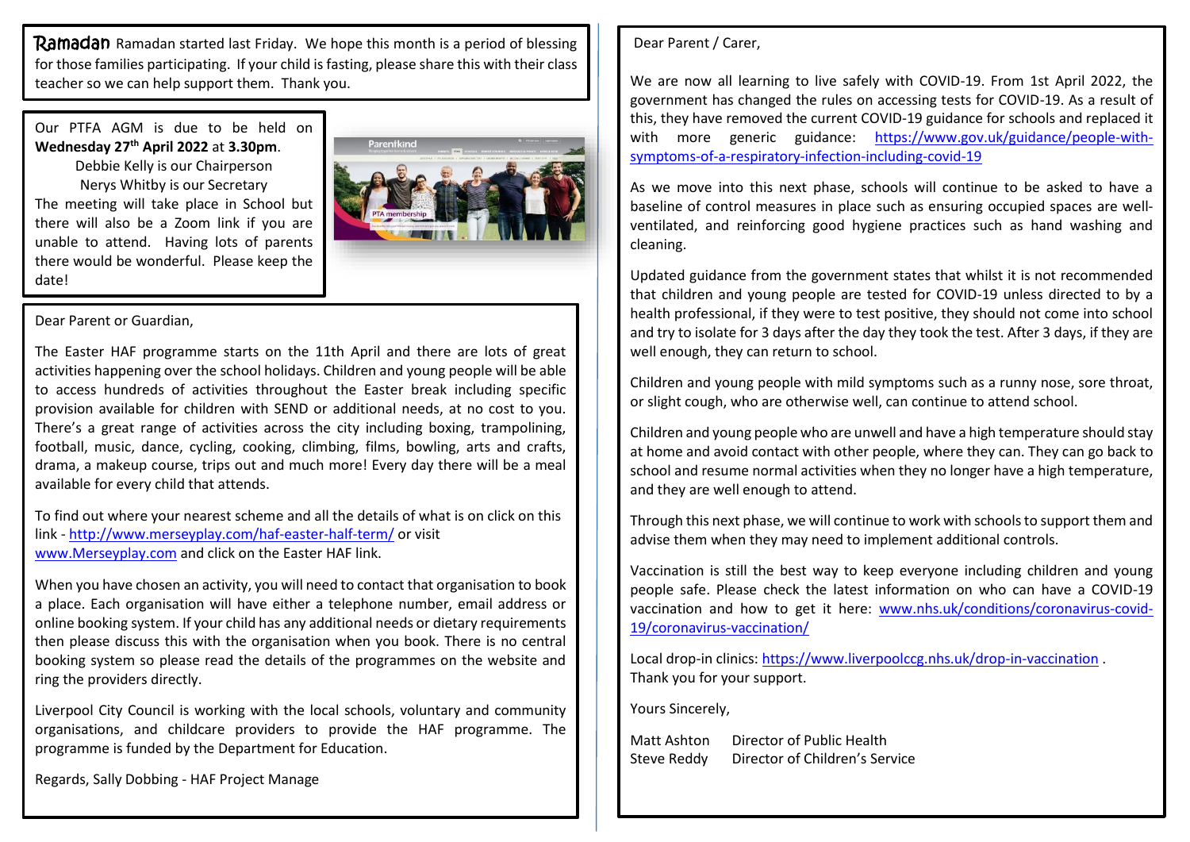**Ramadan** Ramadan started last Friday. We hope this month is a period of blessing for those families participating. If your child is fasting, please share this with their class teacher so we can help support them. Thank you.

Our PTFA AGM is due to be held on **Wednesday 27th April 2022** at **3.30pm**.

Debbie Kelly is our Chairperson

Nerys Whitby is our Secretary

The meeting will take place in School but there will also be a Zoom link if you are unable to attend. Having lots of parents there would be wonderful. Please keep the date!

Dear Parent or Guardian,

The Easter HAF programme starts on the 11th April and there are lots of great activities happening over the school holidays. Children and young people will be able to access hundreds of activities throughout the Easter break including specific provision available for children with SEND or additional needs, at no cost to you. There's a great range of activities across the city including boxing, trampolining, football, music, dance, cycling, cooking, climbing, films, bowling, arts and crafts, drama, a makeup course, trips out and much more! Every day there will be a meal available for every child that attends.

To find out where your nearest scheme and all the details of what is on click on this link - http://www.merseyplay.com/haf-easter-half-term/ or visit www.Merseyplay.com and click on the Easter HAF link.

When you have chosen an activity, you will need to contact that organisation to book a place. Each organisation will have either a telephone number, email address or online booking system. If your child has any additional needs or dietary requirements then please discuss this with the organisation when you book. There is no central booking system so please read the details of the programmes on the website and ring the providers directly.

Liverpool City Council is working with the local schools, voluntary and community organisations, and childcare providers to provide the HAF programme. The programme is funded by the Department for Education.

Regards, Sally Dobbing - HAF Project Manage

Dear Parent / Carer,

We are now all learning to live safely with COVID-19. From 1st April 2022, the government has changed the rules on accessing tests for COVID-19. As a result of this, they have removed the current COVID-19 guidance for schools and replaced it with more generic guidance: https://www.gov.uk/guidance/people-with-symptoms-of-a-respiratory-infection-including-covid-19

As we move into this next phase, schools will continue to be asked to have a baseline of control measures in place such as ensuring occupied spaces are well-ventilated, and reinforcing good hygiene practices such as hand washing and cleaning.

Updated guidance from the government states that whilst it is not recommended that children and young people are tested for COVID-19 unless directed to by a health professional, if they were to test positive, they should not come into school and try to isolate for 3 days after the day they took the test. After 3 days, if they are well enough, they can return to school.

Children and young people with mild symptoms such as a runny nose, sore throat, or slight cough, who are otherwise well, can continue to attend school.

Children and young people who are unwell and have a high temperature should stay at home and avoid contact with other people, where they can. They can go back to school and resume normal activities when they no longer have a high temperature, and they are well enough to attend.

Through this next phase, we will continue to work with schools to support them and advise them when they may need to implement additional controls.

Vaccination is still the best way to keep everyone including children and young people safe. Please check the latest information on who can have a COVID-19 vaccination and how to get it here: www.nhs.uk/conditions/coronavirus-covid-19/coronavirus-vaccination/

Local drop-in clinics: https://www.liverpoolccg.nhs.uk/drop-in-vaccination .
Thank you for your support.

Yours Sincerely,

Matt Ashton Director of Public Health
Steve Reddy Director of Children's Service